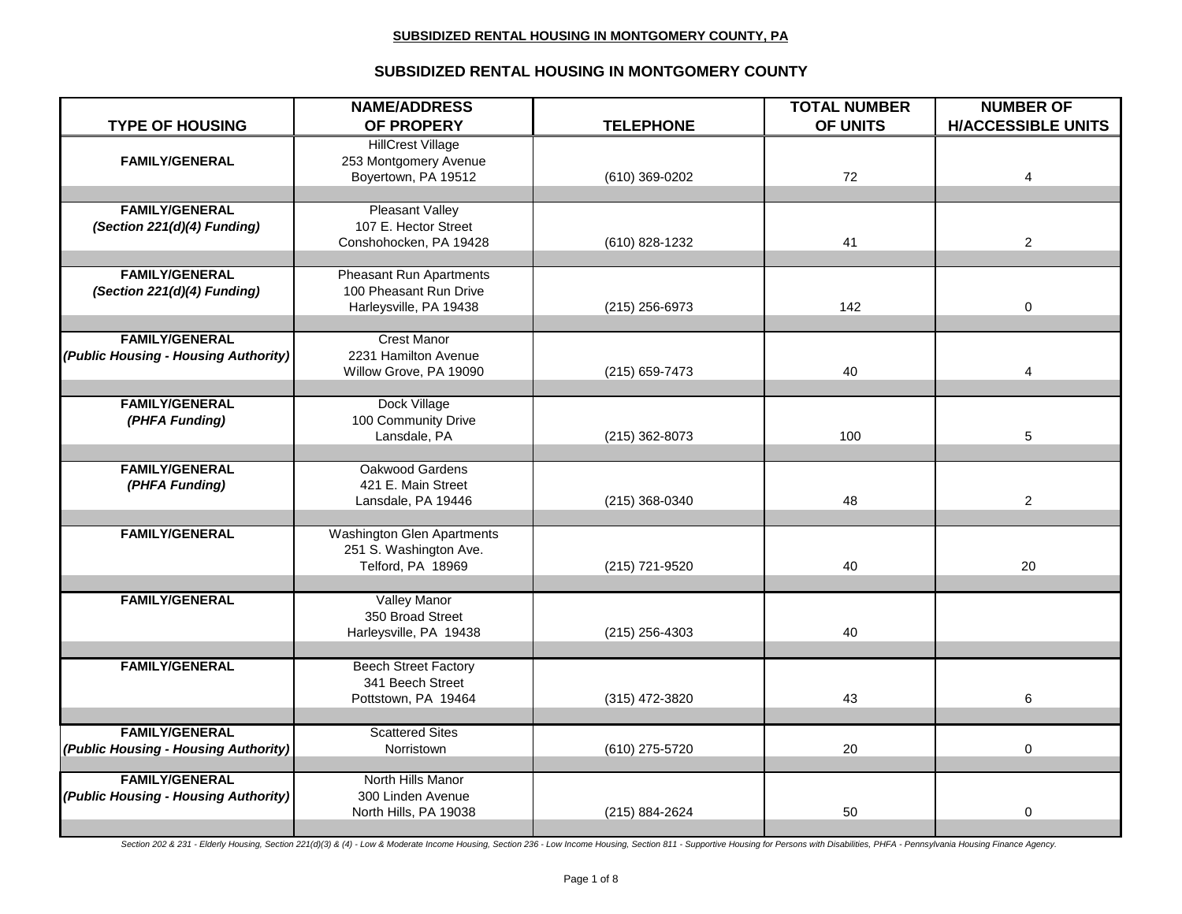**SUBSIDIZED RENTAL HOUSING IN MONTGOMERY COUNTY, PA**

## SUBSIDIZED RENTAL HOUSING IN MONTGOMERY COUNTY

| TYPE OF HOUSING | NAME/ADDRESS OF PROPERY | TELEPHONE | TOTAL NUMBER OF UNITS | NUMBER OF H/ACCESSIBLE UNITS |
|---|---|---|---|---|
| **FAMILY/GENERAL** | HillCrest Village<br>253 Montgomery Avenue<br>Boyertown, PA 19512 | (610) 369-0202 | 72 | 4 |
| **FAMILY/GENERAL**<br>***(Section 221(d)(4) Funding)*** | Pleasant Valley<br>107 E. Hector Street<br>Conshohocken, PA 19428 | (610) 828-1232 | 41 | 2 |
| **FAMILY/GENERAL**<br>***(Section 221(d)(4) Funding)*** | Pheasant Run Apartments<br>100 Pheasant Run Drive<br>Harleysville, PA 19438 | (215) 256-6973 | 142 | 0 |
| **FAMILY/GENERAL**<br>***(Public Housing - Housing Authority)*** | Crest Manor<br>2231 Hamilton Avenue<br>Willow Grove, PA 19090 | (215) 659-7473 | 40 | 4 |
| **FAMILY/GENERAL**<br>***(PHFA Funding)*** | Dock Village<br>100 Community Drive<br>Lansdale, PA | (215) 362-8073 | 100 | 5 |
| **FAMILY/GENERAL**<br>***(PHFA Funding)*** | Oakwood Gardens<br>421 E. Main Street<br>Lansdale, PA 19446 | (215) 368-0340 | 48 | 2 |
| **FAMILY/GENERAL** | Washington Glen Apartments<br>251 S. Washington Ave.<br>Telford, PA 18969 | (215) 721-9520 | 40 | 20 |
| **FAMILY/GENERAL** | Valley Manor<br>350 Broad Street<br>Harleysville, PA 19438 | (215) 256-4303 | 40 | |
| **FAMILY/GENERAL** | Beech Street Factory<br>341 Beech Street<br>Pottstown, PA 19464 | (315) 472-3820 | 43 | 6 |
| **FAMILY/GENERAL**<br>***(Public Housing - Housing Authority)*** | Scattered Sites<br>Norristown | (610) 275-5720 | 20 | 0 |
| **FAMILY/GENERAL**<br>***(Public Housing - Housing Authority)*** | North Hills Manor<br>300 Linden Avenue<br>North Hills, PA 19038 | (215) 884-2624 | 50 | 0 |

*Section 202 & 231 - Elderly Housing, Section 221(d)(3) & (4) - Low & Moderate Income Housing, Section 236 - Low Income Housing, Section 811 - Supportive Housing for Persons with Disabilities, PHFA - Pennsylvania Housing Finance Agency.*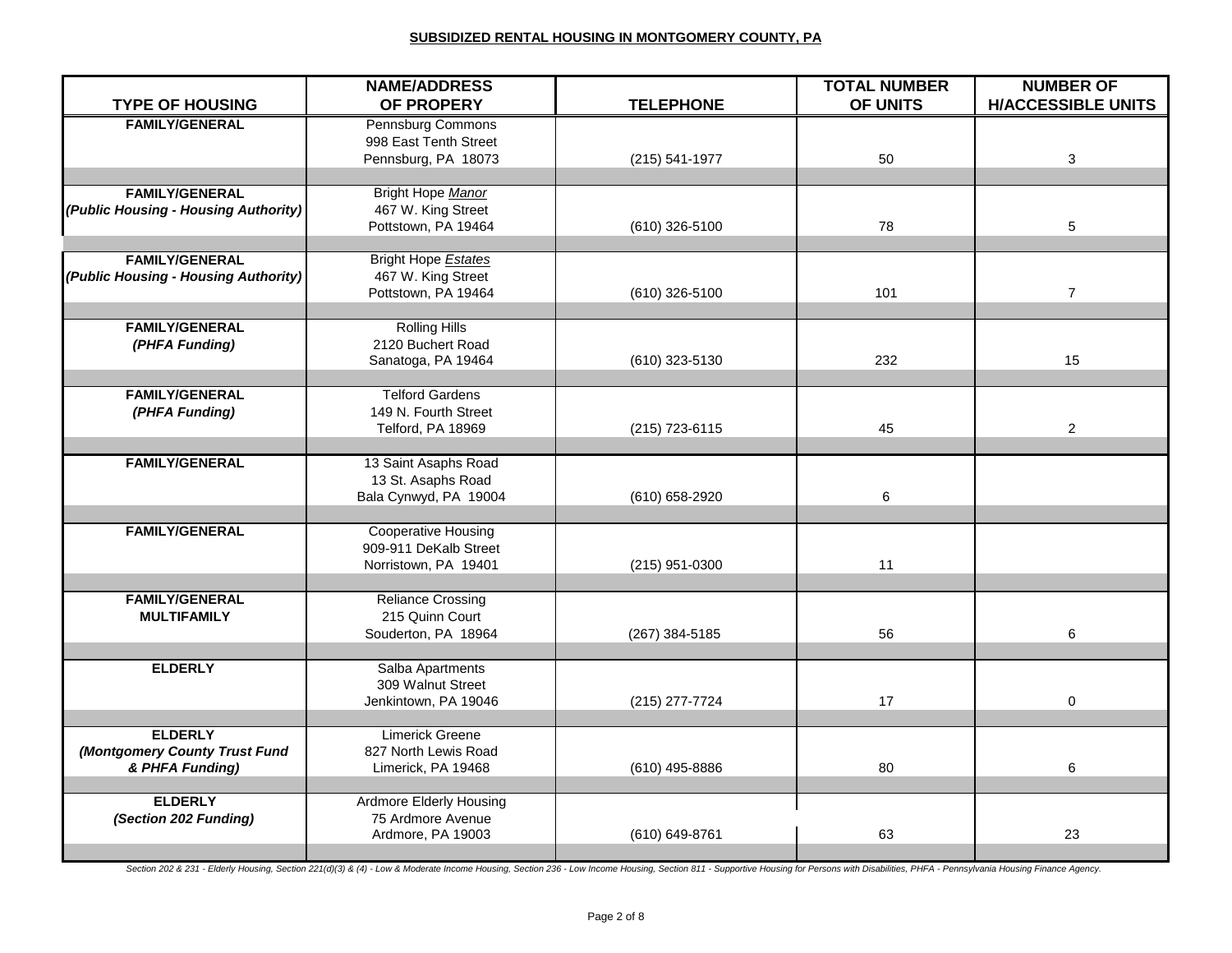**SUBSIDIZED RENTAL HOUSING IN MONTGOMERY COUNTY, PA**

| TYPE OF HOUSING | NAME/ADDRESS OF PROPERY | TELEPHONE | TOTAL NUMBER OF UNITS | NUMBER OF H/ACCESSIBLE UNITS |
|---|---|---|---|---|
| **FAMILY/GENERAL** | Pennsburg Commons<br>998 East Tenth Street<br>Pennsburg, PA 18073 | (215) 541-1977 | 50 | 3 |
| **FAMILY/GENERAL**<br>***(Public Housing - Housing Authority)*** | Bright Hope *Manor*<br>467 W. King Street<br>Pottstown, PA 19464 | (610) 326-5100 | 78 | 5 |
| **FAMILY/GENERAL**<br>***(Public Housing - Housing Authority)*** | Bright Hope *Estates*<br>467 W. King Street<br>Pottstown, PA 19464 | (610) 326-5100 | 101 | 7 |
| **FAMILY/GENERAL**<br>***(PHFA Funding)*** | Rolling Hills<br>2120 Buchert Road<br>Sanatoga, PA 19464 | (610) 323-5130 | 232 | 15 |
| **FAMILY/GENERAL**<br>***(PHFA Funding)*** | Telford Gardens<br>149 N. Fourth Street<br>Telford, PA 18969 | (215) 723-6115 | 45 | 2 |
| **FAMILY/GENERAL** | 13 Saint Asaphs Road<br>13 St. Asaphs Road<br>Bala Cynwyd, PA 19004 | (610) 658-2920 | 6 | |
| **FAMILY/GENERAL** | Cooperative Housing<br>909-911 DeKalb Street<br>Norristown, PA 19401 | (215) 951-0300 | 11 | |
| **FAMILY/GENERAL**<br>**MULTIFAMILY** | Reliance Crossing<br>215 Quinn Court<br>Souderton, PA 18964 | (267) 384-5185 | 56 | 6 |
| **ELDERLY** | Salba Apartments<br>309 Walnut Street<br>Jenkintown, PA 19046 | (215) 277-7724 | 17 | 0 |
| **ELDERLY**<br>***(Montgomery County Trust Fund & PHFA Funding)*** | Limerick Greene<br>827 North Lewis Road<br>Limerick, PA 19468 | (610) 495-8886 | 80 | 6 |
| **ELDERLY**<br>***(Section 202 Funding)*** | Ardmore Elderly Housing<br>75 Ardmore Avenue<br>Ardmore, PA 19003 | (610) 649-8761 | 63 | 23 |

*Section 202 & 231 - Elderly Housing, Section 221(d)(3) & (4) - Low & Moderate Income Housing, Section 236 - Low Income Housing, Section 811 - Supportive Housing for Persons with Disabilities, PHFA - Pennsylvania Housing Finance Agency.*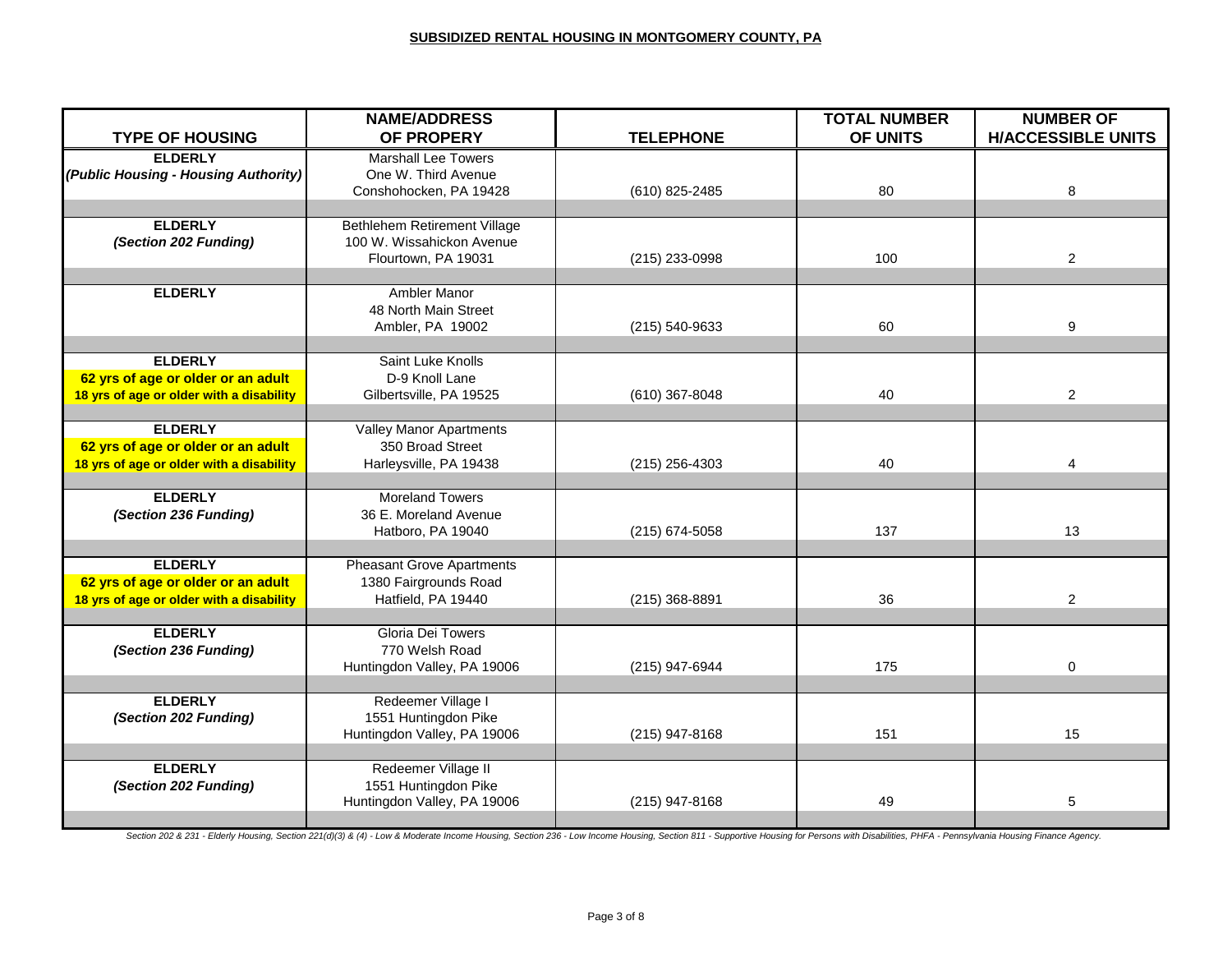## SUBSIDIZED RENTAL HOUSING IN MONTGOMERY COUNTY, PA

| TYPE OF HOUSING | NAME/ADDRESS OF PROPERY | TELEPHONE | TOTAL NUMBER OF UNITS | NUMBER OF H/ACCESSIBLE UNITS |
|---|---|---|---|---|
| **ELDERLY** ***(Public Housing - Housing Authority)*** | Marshall Lee Towers One W. Third Avenue Conshohocken, PA 19428 | (610) 825-2485 | 80 | 8 |
| **ELDERLY** ***(Section 202 Funding)*** | Bethlehem Retirement Village 100 W. Wissahickon Avenue Flourtown, PA 19031 | (215) 233-0998 | 100 | 2 |
| **ELDERLY** | Ambler Manor 48 North Main Street Ambler, PA 19002 | (215) 540-9633 | 60 | 9 |
| **ELDERLY** **62 yrs of age or older or an adult 18 yrs of age or older with a disability** | Saint Luke Knolls D-9 Knoll Lane Gilbertsville, PA 19525 | (610) 367-8048 | 40 | 2 |
| **ELDERLY** **62 yrs of age or older or an adult 18 yrs of age or older with a disability** | Valley Manor Apartments 350 Broad Street Harleysville, PA 19438 | (215) 256-4303 | 40 | 4 |
| **ELDERLY** ***(Section 236 Funding)*** | Moreland Towers 36 E. Moreland Avenue Hatboro, PA 19040 | (215) 674-5058 | 137 | 13 |
| **ELDERLY** **62 yrs of age or older or an adult 18 yrs of age or older with a disability** | Pheasant Grove Apartments 1380 Fairgrounds Road Hatfield, PA 19440 | (215) 368-8891 | 36 | 2 |
| **ELDERLY** ***(Section 236 Funding)*** | Gloria Dei Towers 770 Welsh Road Huntingdon Valley, PA 19006 | (215) 947-6944 | 175 | 0 |
| **ELDERLY** ***(Section 202 Funding)*** | Redeemer Village I 1551 Huntingdon Pike Huntingdon Valley, PA 19006 | (215) 947-8168 | 151 | 15 |
| **ELDERLY** ***(Section 202 Funding)*** | Redeemer Village II 1551 Huntingdon Pike Huntingdon Valley, PA 19006 | (215) 947-8168 | 49 | 5 |

*Section 202 & 231 - Elderly Housing, Section 221(d)(3) & (4) - Low & Moderate Income Housing, Section 236 - Low Income Housing, Section 811 - Supportive Housing for Persons with Disabilities, PHFA - Pennsylvania Housing Finance Agency.*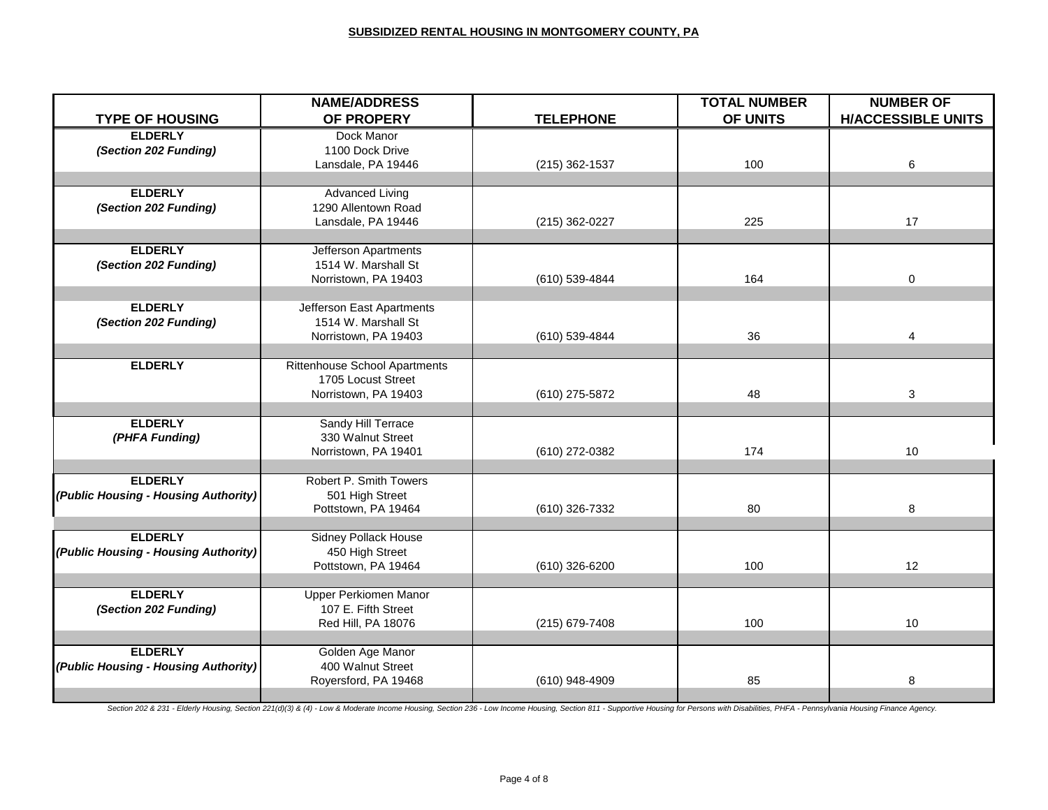**SUBSIDIZED RENTAL HOUSING IN MONTGOMERY COUNTY, PA**

| TYPE OF HOUSING | NAME/ADDRESS OF PROPERY | TELEPHONE | TOTAL NUMBER OF UNITS | NUMBER OF H/ACCESSIBLE UNITS |
|---|---|---|---|---|
| **ELDERLY** ***(Section 202 Funding)*** | Dock Manor<br>1100 Dock Drive<br>Lansdale, PA 19446 | (215) 362-1537 | 100 | 6 |
| **ELDERLY** ***(Section 202 Funding)*** | Advanced Living<br>1290 Allentown Road<br>Lansdale, PA 19446 | (215) 362-0227 | 225 | 17 |
| **ELDERLY** ***(Section 202 Funding)*** | Jefferson Apartments<br>1514 W. Marshall St<br>Norristown, PA 19403 | (610) 539-4844 | 164 | 0 |
| **ELDERLY** ***(Section 202 Funding)*** | Jefferson East Apartments<br>1514 W. Marshall St<br>Norristown, PA 19403 | (610) 539-4844 | 36 | 4 |
| **ELDERLY** | Rittenhouse School Apartments<br>1705 Locust Street<br>Norristown, PA 19403 | (610) 275-5872 | 48 | 3 |
| **ELDERLY** ***(PHFA Funding)*** | Sandy Hill Terrace<br>330 Walnut Street<br>Norristown, PA 19401 | (610) 272-0382 | 174 | 10 |
| **ELDERLY** ***(Public Housing - Housing Authority)*** | Robert P. Smith Towers<br>501 High Street<br>Pottstown, PA 19464 | (610) 326-7332 | 80 | 8 |
| **ELDERLY** ***(Public Housing - Housing Authority)*** | Sidney Pollack House<br>450 High Street<br>Pottstown, PA 19464 | (610) 326-6200 | 100 | 12 |
| **ELDERLY** ***(Section 202 Funding)*** | Upper Perkiomen Manor<br>107 E. Fifth Street<br>Red Hill, PA 18076 | (215) 679-7408 | 100 | 10 |
| **ELDERLY** ***(Public Housing - Housing Authority)*** | Golden Age Manor<br>400 Walnut Street<br>Royersford, PA 19468 | (610) 948-4909 | 85 | 8 |

*Section 202 & 231 - Elderly Housing, Section 221(d)(3) & (4) - Low & Moderate Income Housing, Section 236 - Low Income Housing, Section 811 - Supportive Housing for Persons with Disabilities, PHFA - Pennsylvania Housing Finance Agency.*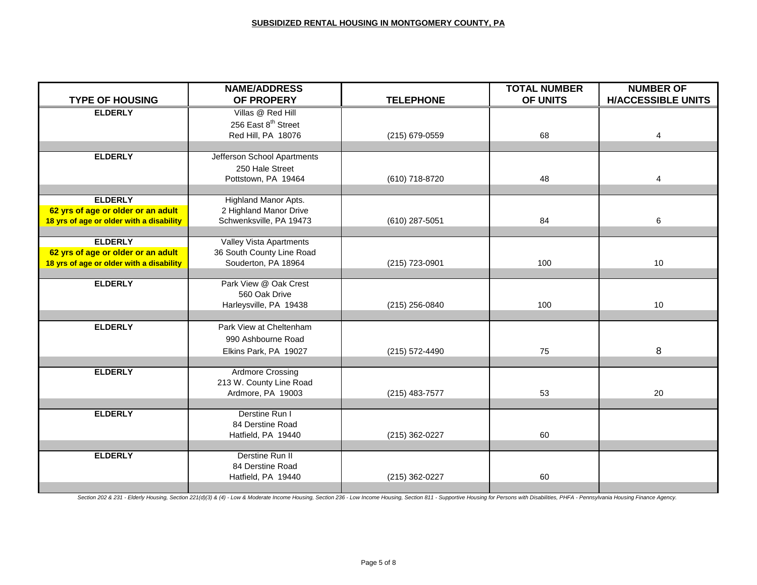**SUBSIDIZED RENTAL HOUSING IN MONTGOMERY COUNTY, PA**

| TYPE OF HOUSING | NAME/ADDRESS OF PROPERY | TELEPHONE | TOTAL NUMBER OF UNITS | NUMBER OF H/ACCESSIBLE UNITS |
|---|---|---|---|---|
| **ELDERLY** | Villas @ Red Hill<br>256 East 8th Street<br>Red Hill, PA 18076 | (215) 679-0559 | 68 | 4 |
| **ELDERLY** | Jefferson School Apartments<br>250 Hale Street<br>Pottstown, PA 19464 | (610) 718-8720 | 48 | 4 |
| **ELDERLY**<br>**62 yrs of age or older or an adult**<br>**18 yrs of age or older with a disability** | Highland Manor Apts.<br>2 Highland Manor Drive<br>Schwenksville, PA 19473 | (610) 287-5051 | 84 | 6 |
| **ELDERLY**<br>**62 yrs of age or older or an adult**<br>**18 yrs of age or older with a disability** | Valley Vista Apartments<br>36 South County Line Road<br>Souderton, PA 18964 | (215) 723-0901 | 100 | 10 |
| **ELDERLY** | Park View @ Oak Crest<br>560 Oak Drive<br>Harleysville, PA 19438 | (215) 256-0840 | 100 | 10 |
| **ELDERLY** | Park View at Cheltenham<br>990 Ashbourne Road<br>Elkins Park, PA 19027 | (215) 572-4490 | 75 | 8 |
| **ELDERLY** | Ardmore Crossing<br>213 W. County Line Road<br>Ardmore, PA 19003 | (215) 483-7577 | 53 | 20 |
| **ELDERLY** | Derstine Run I<br>84 Derstine Road<br>Hatfield, PA 19440 | (215) 362-0227 | 60 | |
| **ELDERLY** | Derstine Run II<br>84 Derstine Road<br>Hatfield, PA 19440 | (215) 362-0227 | 60 | |

*Section 202 & 231 - Elderly Housing, Section 221(d)(3) & (4) - Low & Moderate Income Housing, Section 236 - Low Income Housing, Section 811 - Supportive Housing for Persons with Disabilities, PHFA - Pennsylvania Housing Finance Agency.*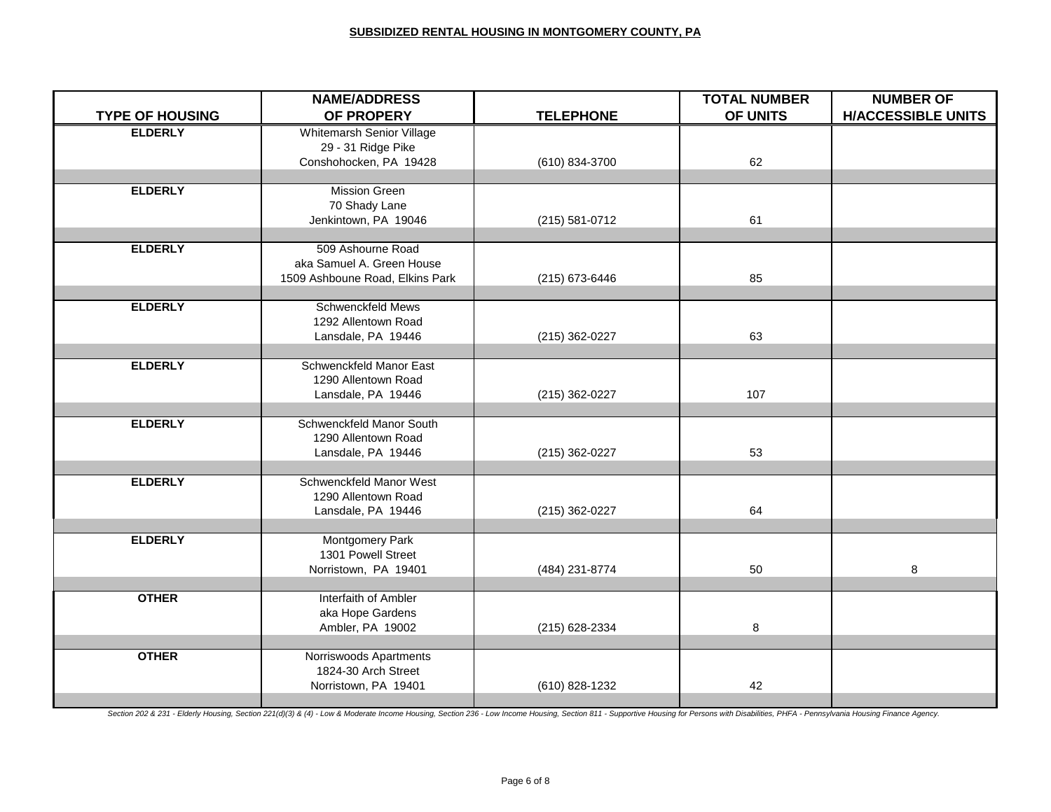**SUBSIDIZED RENTAL HOUSING IN MONTGOMERY COUNTY, PA**

| TYPE OF HOUSING | NAME/ADDRESS OF PROPERY | TELEPHONE | TOTAL NUMBER OF UNITS | NUMBER OF H/ACCESSIBLE UNITS |
|---|---|---|---|---|
| ELDERLY | Whitemarsh Senior Village<br>29 - 31 Ridge Pike<br>Conshohocken, PA 19428 | (610) 834-3700 | 62 | |
| ELDERLY | Mission Green<br>70 Shady Lane<br>Jenkintown, PA 19046 | (215) 581-0712 | 61 | |
| ELDERLY | 509 Ashourne Road<br>aka Samuel A. Green House<br>1509 Ashboune Road, Elkins Park | (215) 673-6446 | 85 | |
| ELDERLY | Schwenckfeld Mews<br>1292 Allentown Road<br>Lansdale, PA 19446 | (215) 362-0227 | 63 | |
| ELDERLY | Schwenckfeld Manor East<br>1290 Allentown Road<br>Lansdale, PA 19446 | (215) 362-0227 | 107 | |
| ELDERLY | Schwenckfeld Manor South<br>1290 Allentown Road<br>Lansdale, PA 19446 | (215) 362-0227 | 53 | |
| ELDERLY | Schwenckfeld Manor West<br>1290 Allentown Road<br>Lansdale, PA 19446 | (215) 362-0227 | 64 | |
| ELDERLY | Montgomery Park<br>1301 Powell Street<br>Norristown, PA 19401 | (484) 231-8774 | 50 | 8 |
| OTHER | Interfaith of Ambler<br>aka Hope Gardens<br>Ambler, PA 19002 | (215) 628-2334 | 8 | |
| OTHER | Norriswoods Apartments<br>1824-30 Arch Street<br>Norristown, PA 19401 | (610) 828-1232 | 42 | |

*Section 202 & 231 - Elderly Housing, Section 221(d)(3) & (4) - Low & Moderate Income Housing, Section 236 - Low Income Housing, Section 811 - Supportive Housing for Persons with Disabilities, PHFA - Pennsylvania Housing Finance Agency.*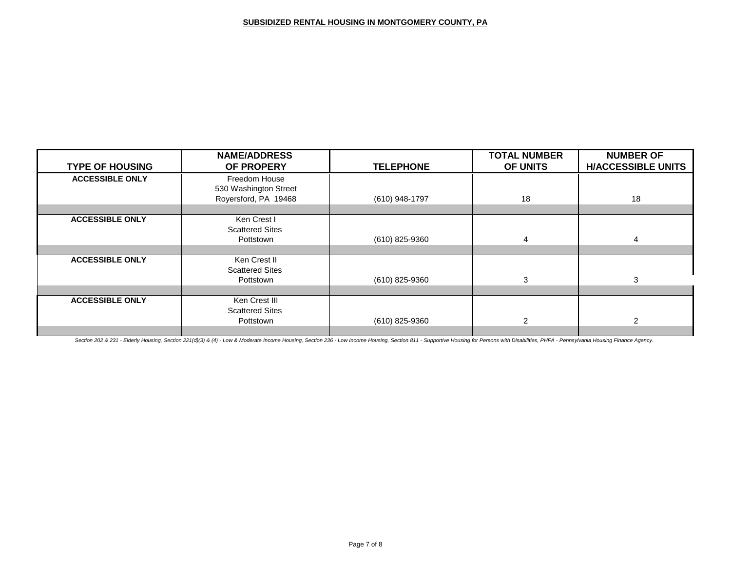**SUBSIDIZED RENTAL HOUSING IN MONTGOMERY COUNTY, PA**

| TYPE OF HOUSING | NAME/ADDRESS OF PROPERY | TELEPHONE | TOTAL NUMBER OF UNITS | NUMBER OF H/ACCESSIBLE UNITS |
|---|---|---|---|---|
| ACCESSIBLE ONLY | Freedom House<br>530 Washington Street<br>Royersford, PA 19468 | (610) 948-1797 | 18 | 18 |
| ACCESSIBLE ONLY | Ken Crest I<br>Scattered Sites<br>Pottstown | (610) 825-9360 | 4 | 4 |
| ACCESSIBLE ONLY | Ken Crest II<br>Scattered Sites<br>Pottstown | (610) 825-9360 | 3 | 3 |
| ACCESSIBLE ONLY | Ken Crest III<br>Scattered Sites<br>Pottstown | (610) 825-9360 | 2 | 2 |

*Section 202 & 231 - Elderly Housing, Section 221(d)(3) & (4) - Low & Moderate Income Housing, Section 236 - Low Income Housing, Section 811 - Supportive Housing for Persons with Disabilities, PHFA - Pennsylvania Housing Finance Agency.*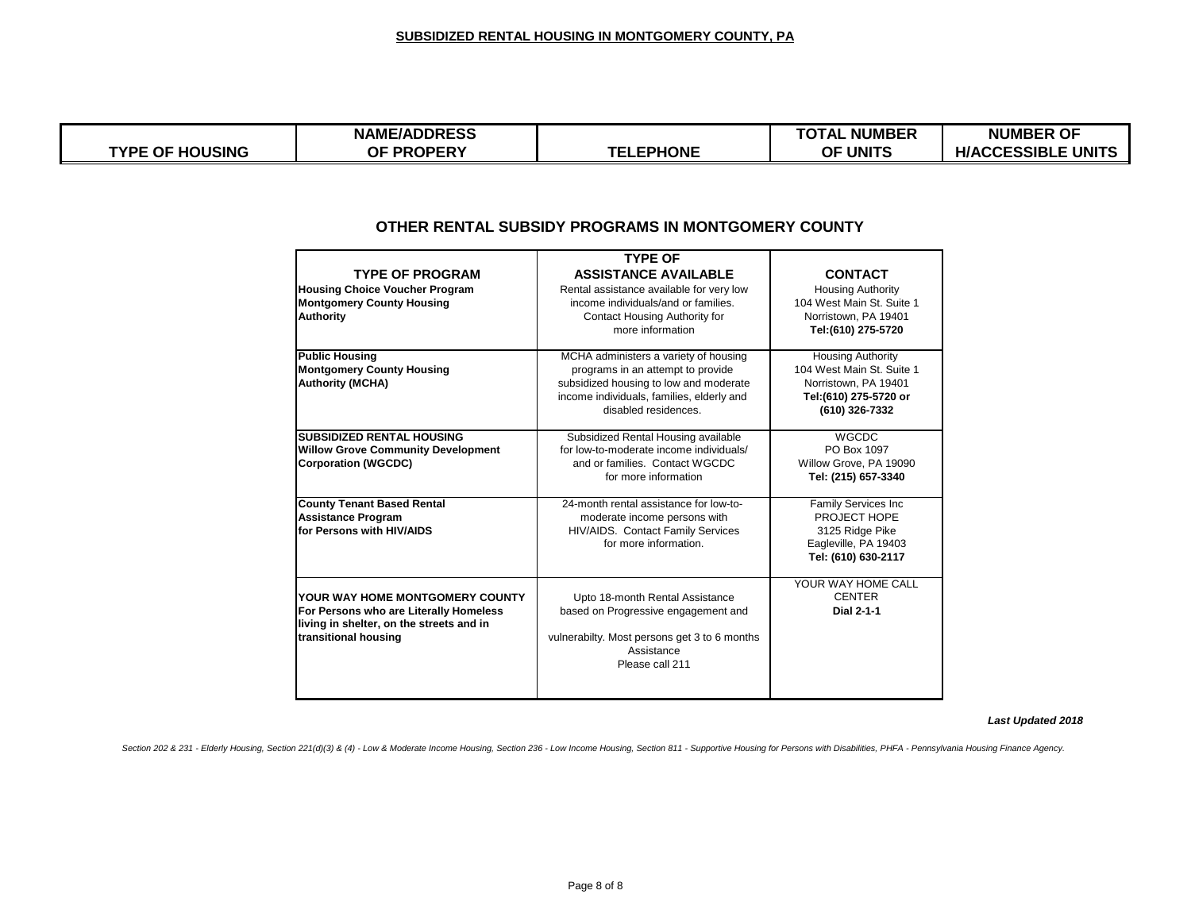## SUBSIDIZED RENTAL HOUSING IN MONTGOMERY COUNTY, PA

| TYPE OF HOUSING | NAME/ADDRESS OF PROPERY | TELEPHONE | TOTAL NUMBER OF UNITS | NUMBER OF H/ACCESSIBLE UNITS |
|---|---|---|---|---|

### OTHER RENTAL SUBSIDY PROGRAMS IN MONTGOMERY COUNTY

| TYPE OF PROGRAM | TYPE OF ASSISTANCE AVAILABLE | CONTACT |
|---|---|---|
| **Housing Choice Voucher Program Montgomery County Housing Authority** | Rental assistance available for very low income individuals/and or families. Contact Housing Authority for more information | Housing Authority 104 West Main St. Suite 1 Norristown, PA 19401 **Tel:(610) 275-5720** |
| **Public Housing Montgomery County Housing Authority (MCHA)** | MCHA administers a variety of housing programs in an attempt to provide subsidized housing to low and moderate income individuals, families, elderly and disabled residences. | Housing Authority 104 West Main St. Suite 1 Norristown, PA 19401 **Tel:(610) 275-5720 or (610) 326-7332** |
| **SUBSIDIZED RENTAL HOUSING Willow Grove Community Development Corporation (WGCDC)** | Subsidized Rental Housing available for low-to-moderate income individuals/ and or families. Contact WGCDC for more information | WGCDC PO Box 1097 Willow Grove, PA 19090 **Tel: (215) 657-3340** |
| **County Tenant Based Rental Assistance Program for Persons with HIV/AIDS** | 24-month rental assistance for low-to-moderate income persons with HIV/AIDS. Contact Family Services for more information. | Family Services Inc PROJECT HOPE 3125 Ridge Pike Eagleville, PA 19403 **Tel: (610) 630-2117** |
| **YOUR WAY HOME MONTGOMERY COUNTY For Persons who are Literally Homeless living in shelter, on the streets and in transitional housing** | Upto 18-month Rental Assistance based on Progressive engagement and vulnerabilty. Most persons get 3 to 6 months Assistance Please call 211 | YOUR WAY HOME CALL CENTER **Dial 2-1-1** |

***Last Updated 2018***

*Section 202 & 231 - Elderly Housing, Section 221(d)(3) & (4) - Low & Moderate Income Housing, Section 236 - Low Income Housing, Section 811 - Supportive Housing for Persons with Disabilities, PHFA - Pennsylvania Housing Finance Agency.*